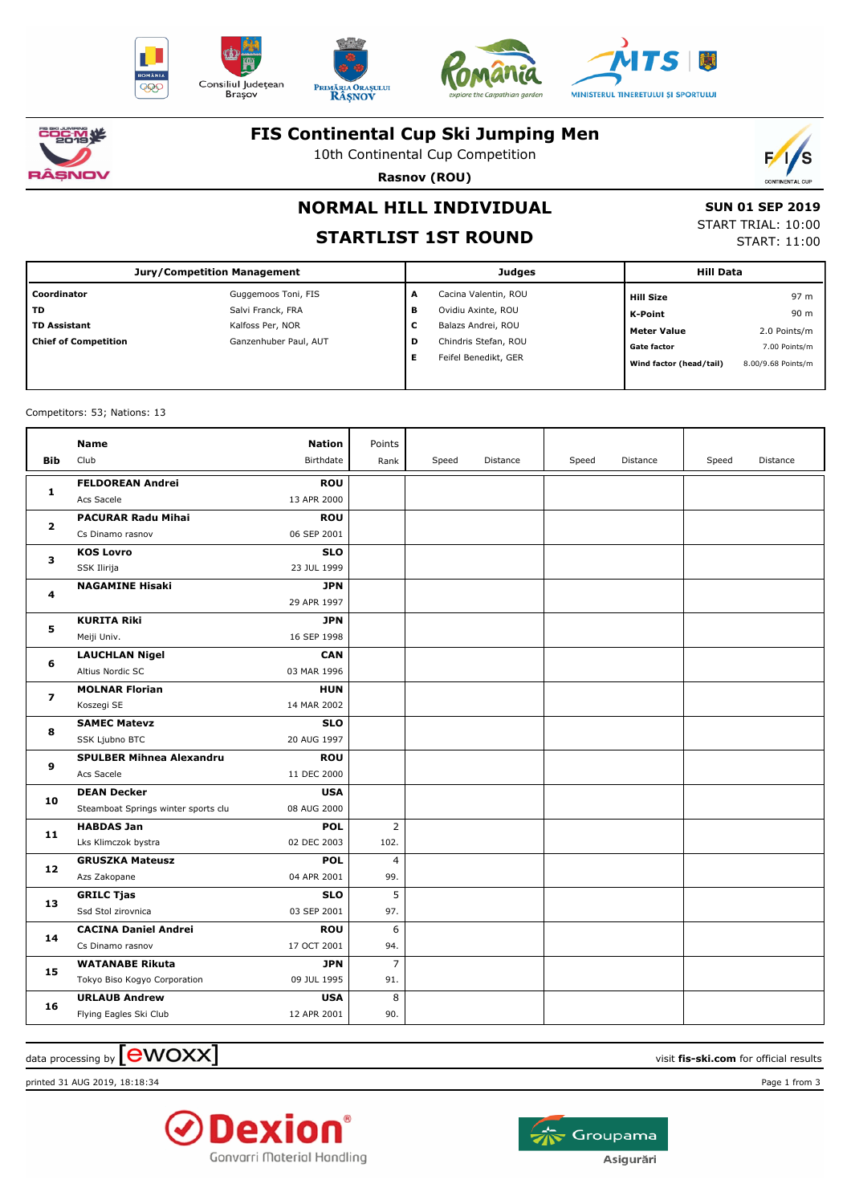# FIS Continental Cup Ski Jumping Men

10th Continental Cup Competition

**Rasnov (ROU)**

## NORMAL HILL INDIVIDUAL

## STARTLIST 1ST ROUND

**SUN 01 SEP 2019**
START TRIAL: 10:00
START: 11:00

| Jury/Competition Management | | Judges | | Hill Data | |
|---|---|---|---|---|---|
| **Coordinator** | Guggemoos Toni, FIS | **A** | Cacina Valentin, ROU | **Hill Size** | 97 m |
| **TD** | Salvi Franck, FRA | **B** | Ovidiu Axinte, ROU | **K-Point** | 90 m |
| **TD Assistant** | Kalfoss Per, NOR | **C** | Balazs Andrei, ROU | **Meter Value** | 2.0 Points/m |
| **Chief of Competition** | Ganzenhuber Paul, AUT | **D** | Chindris Stefan, ROU | **Gate factor** | 7.00 Points/m |
| | | **E** | Feifel Benedikt, GER | **Wind factor (head/tail)** | 8.00/9.68 Points/m |

Competitors: 53; Nations: 13

| Bib | Name / Club | Nation / Birthdate | Points / Rank | Speed | Distance | Speed | Distance | Speed | Distance |
|---|---|---|---|---|---|---|---|---|---|
| **1** | **FELDOREAN Andrei** / Acs Sacele | **ROU** / 13 APR 2000 | | | | | | | |
| **2** | **PACURAR Radu Mihai** / Cs Dinamo rasnov | **ROU** / 06 SEP 2001 | | | | | | | |
| **3** | **KOS Lovro** / SSK Ilirija | **SLO** / 23 JUL 1999 | | | | | | | |
| **4** | **NAGAMINE Hisaki** | **JPN** / 29 APR 1997 | | | | | | | |
| **5** | **KURITA Riki** / Meiji Univ. | **JPN** / 16 SEP 1998 | | | | | | | |
| **6** | **LAUCHLAN Nigel** / Altius Nordic SC | **CAN** / 03 MAR 1996 | | | | | | | |
| **7** | **MOLNAR Florian** / Koszegi SE | **HUN** / 14 MAR 2002 | | | | | | | |
| **8** | **SAMEC Matevz** / SSK Ljubno BTC | **SLO** / 20 AUG 1997 | | | | | | | |
| **9** | **SPULBER Mihnea Alexandru** / Acs Sacele | **ROU** / 11 DEC 2000 | | | | | | | |
| **10** | **DEAN Decker** / Steamboat Springs winter sports clu | **USA** / 08 AUG 2000 | | | | | | | |
| **11** | **HABDAS Jan** / Lks Klimczok bystra | **POL** / 02 DEC 2003 | 2 / 102. | | | | | | |
| **12** | **GRUSZKA Mateusz** / Azs Zakopane | **POL** / 04 APR 2001 | 4 / 99. | | | | | | |
| **13** | **GRILC Tjas** / Ssd Stol zirovnica | **SLO** / 03 SEP 2001 | 5 / 97. | | | | | | |
| **14** | **CACINA Daniel Andrei** / Cs Dinamo rasnov | **ROU** / 17 OCT 2001 | 6 / 94. | | | | | | |
| **15** | **WATANABE Rikuta** / Tokyo Biso Kogyo Corporation | **JPN** / 09 JUL 1995 | 7 / 91. | | | | | | |
| **16** | **URLAUB Andrew** / Flying Eagles Ski Club | **USA** / 12 APR 2001 | 8 / 90. | | | | | | |

data processing by ewoxx — visit **fis-ski.com** for official results

printed 31 AUG 2019, 18:18:34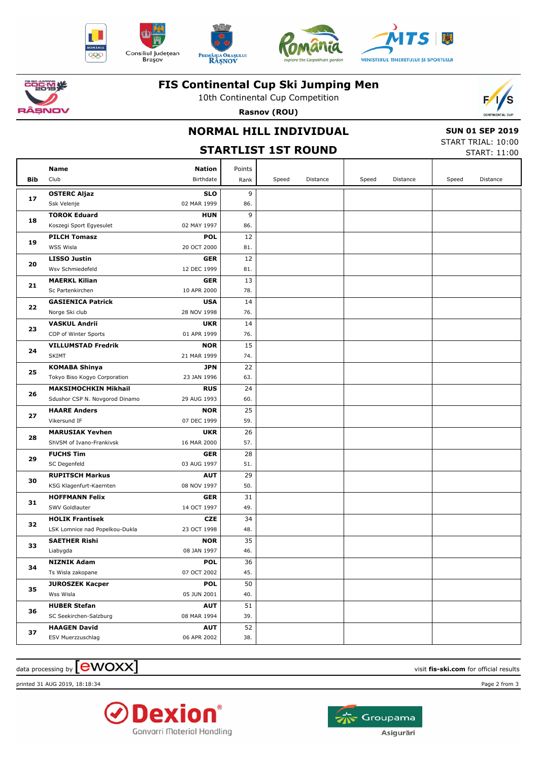# FIS Continental Cup Ski Jumping Men

10th Continental Cup Competition

**Rasnov (ROU)**

## NORMAL HILL INDIVIDUAL

**SUN 01 SEP 2019**

START TRIAL: 10:00

START: 11:00

## STARTLIST 1ST ROUND

| Bib | Name / Club | Nation / Birthdate | Points / Rank | Speed | Distance | Speed | Distance | Speed | Distance |
|---|---|---|---|---|---|---|---|---|---|
| 17 | **OSTERC Aljaz**<br>Ssk Velenje | **SLO**<br>02 MAR 1999 | 9<br>86. | | | | | | |
| 18 | **TOROK Eduard**<br>Koszegi Sport Egyesulet | **HUN**<br>02 MAY 1997 | 9<br>86. | | | | | | |
| 19 | **PILCH Tomasz**<br>WSS Wisla | **POL**<br>20 OCT 2000 | 12<br>81. | | | | | | |
| 20 | **LISSO Justin**<br>Wsv Schmiedefeld | **GER**<br>12 DEC 1999 | 12<br>81. | | | | | | |
| 21 | **MAERKL Kilian**<br>Sc Partenkirchen | **GER**<br>10 APR 2000 | 13<br>78. | | | | | | |
| 22 | **GASIENICA Patrick**<br>Norge Ski club | **USA**<br>28 NOV 1998 | 14<br>76. | | | | | | |
| 23 | **VASKUL Andrii**<br>COP of Winter Sports | **UKR**<br>01 APR 1999 | 14<br>76. | | | | | | |
| 24 | **VILLUMSTAD Fredrik**<br>SKIMT | **NOR**<br>21 MAR 1999 | 15<br>74. | | | | | | |
| 25 | **KOMABA Shinya**<br>Tokyo Biso Kogyo Corporation | **JPN**<br>23 JAN 1996 | 22<br>63. | | | | | | |
| 26 | **MAKSIMOCHKIN Mikhail**<br>Sdushor CSP N. Novgorod Dinamo | **RUS**<br>29 AUG 1993 | 24<br>60. | | | | | | |
| 27 | **HAARE Anders**<br>Vikersund IF | **NOR**<br>07 DEC 1999 | 25<br>59. | | | | | | |
| 28 | **MARUSIAK Yevhen**<br>ShVSM of Ivano-Frankivsk | **UKR**<br>16 MAR 2000 | 26<br>57. | | | | | | |
| 29 | **FUCHS Tim**<br>SC Degenfeld | **GER**<br>03 AUG 1997 | 28<br>51. | | | | | | |
| 30 | **RUPITSCH Markus**<br>KSG Klagenfurt-Kaernten | **AUT**<br>08 NOV 1997 | 29<br>50. | | | | | | |
| 31 | **HOFFMANN Felix**<br>SWV Goldlauter | **GER**<br>14 OCT 1997 | 31<br>49. | | | | | | |
| 32 | **HOLIK Frantisek**<br>LSK Lomnice nad Popelkou-Dukla | **CZE**<br>23 OCT 1998 | 34<br>48. | | | | | | |
| 33 | **SAETHER Rishi**<br>Liabygda | **NOR**<br>08 JAN 1997 | 35<br>46. | | | | | | |
| 34 | **NIZNIK Adam**<br>Ts Wisla zakopane | **POL**<br>07 OCT 2002 | 36<br>45. | | | | | | |
| 35 | **JUROSZEK Kacper**<br>Wss Wisla | **POL**<br>05 JUN 2001 | 50<br>40. | | | | | | |
| 36 | **HUBER Stefan**<br>SC Seekirchen-Salzburg | **AUT**<br>08 MAR 1994 | 51<br>39. | | | | | | |
| 37 | **HAAGEN David**<br>ESV Muerzzuschlag | **AUT**<br>06 APR 2002 | 52<br>38. | | | | | | |

data processing by ewoxx — visit **fis-ski.com** for official results

printed 31 AUG 2019, 18:18:34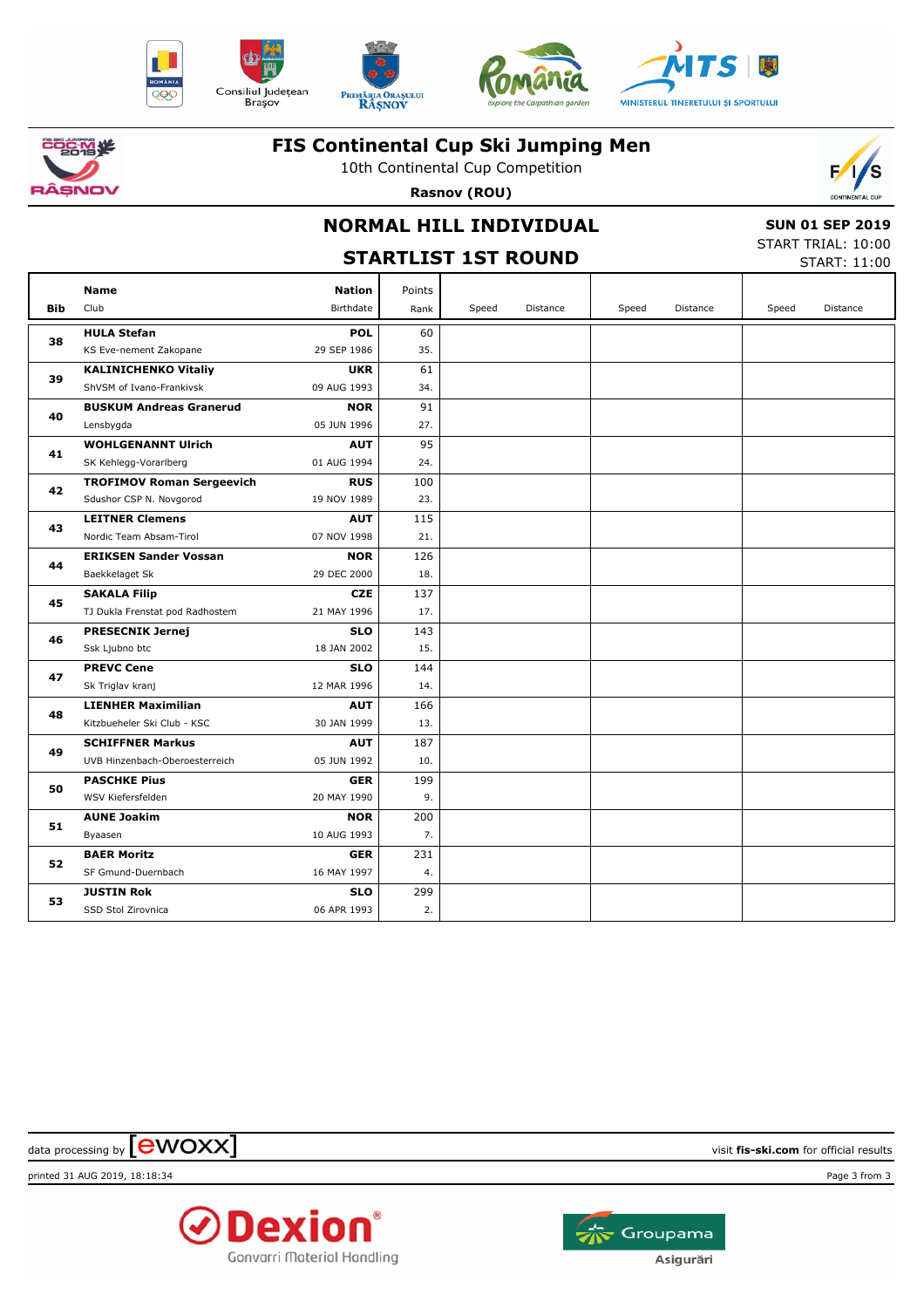# FIS Continental Cup Ski Jumping Men

10th Continental Cup Competition

**Rasnov (ROU)**

## NORMAL HILL INDIVIDUAL

## STARTLIST 1ST ROUND

**SUN 01 SEP 2019**
START TRIAL: 10:00
START: 11:00

| Bib | Name / Club | Nation / Birthdate | Points / Rank | Speed | Distance | Speed | Distance | Speed | Distance |
|---|---|---|---|---|---|---|---|---|---|
| 38 | **HULA Stefan**<br>KS Eve-nement Zakopane | **POL**<br>29 SEP 1986 | 60<br>35. | | | | | | |
| 39 | **KALINICHENKO Vitaliy**<br>ShVSM of Ivano-Frankivsk | **UKR**<br>09 AUG 1993 | 61<br>34. | | | | | | |
| 40 | **BUSKUM Andreas Granerud**<br>Lensbygda | **NOR**<br>05 JUN 1996 | 91<br>27. | | | | | | |
| 41 | **WOHLGENANNT Ulrich**<br>SK Kehlegg-Vorarlberg | **AUT**<br>01 AUG 1994 | 95<br>24. | | | | | | |
| 42 | **TROFIMOV Roman Sergeevich**<br>Sdushor CSP N. Novgorod | **RUS**<br>19 NOV 1989 | 100<br>23. | | | | | | |
| 43 | **LEITNER Clemens**<br>Nordic Team Absam-Tirol | **AUT**<br>07 NOV 1998 | 115<br>21. | | | | | | |
| 44 | **ERIKSEN Sander Vossan**<br>Baekkelaget Sk | **NOR**<br>29 DEC 2000 | 126<br>18. | | | | | | |
| 45 | **SAKALA Filip**<br>TJ Dukla Frenstat pod Radhostem | **CZE**<br>21 MAY 1996 | 137<br>17. | | | | | | |
| 46 | **PRESECNIK Jernej**<br>Ssk Ljubno btc | **SLO**<br>18 JAN 2002 | 143<br>15. | | | | | | |
| 47 | **PREVC Cene**<br>Sk Triglav kranj | **SLO**<br>12 MAR 1996 | 144<br>14. | | | | | | |
| 48 | **LIENHER Maximilian**<br>Kitzbueheler Ski Club - KSC | **AUT**<br>30 JAN 1999 | 166<br>13. | | | | | | |
| 49 | **SCHIFFNER Markus**<br>UVB Hinzenbach-Oberoesterreich | **AUT**<br>05 JUN 1992 | 187<br>10. | | | | | | |
| 50 | **PASCHKE Pius**<br>WSV Kiefersfelden | **GER**<br>20 MAY 1990 | 199<br>9. | | | | | | |
| 51 | **AUNE Joakim**<br>Byaasen | **NOR**<br>10 AUG 1993 | 200<br>7. | | | | | | |
| 52 | **BAER Moritz**<br>SF Gmund-Duernbach | **GER**<br>16 MAY 1997 | 231<br>4. | | | | | | |
| 53 | **JUSTIN Rok**<br>SSD Stol Zirovnica | **SLO**<br>06 APR 1993 | 299<br>2. | | | | | | |

data processing by ewoxx — visit **fis-ski.com** for official results

printed 31 AUG 2019, 18:18:34